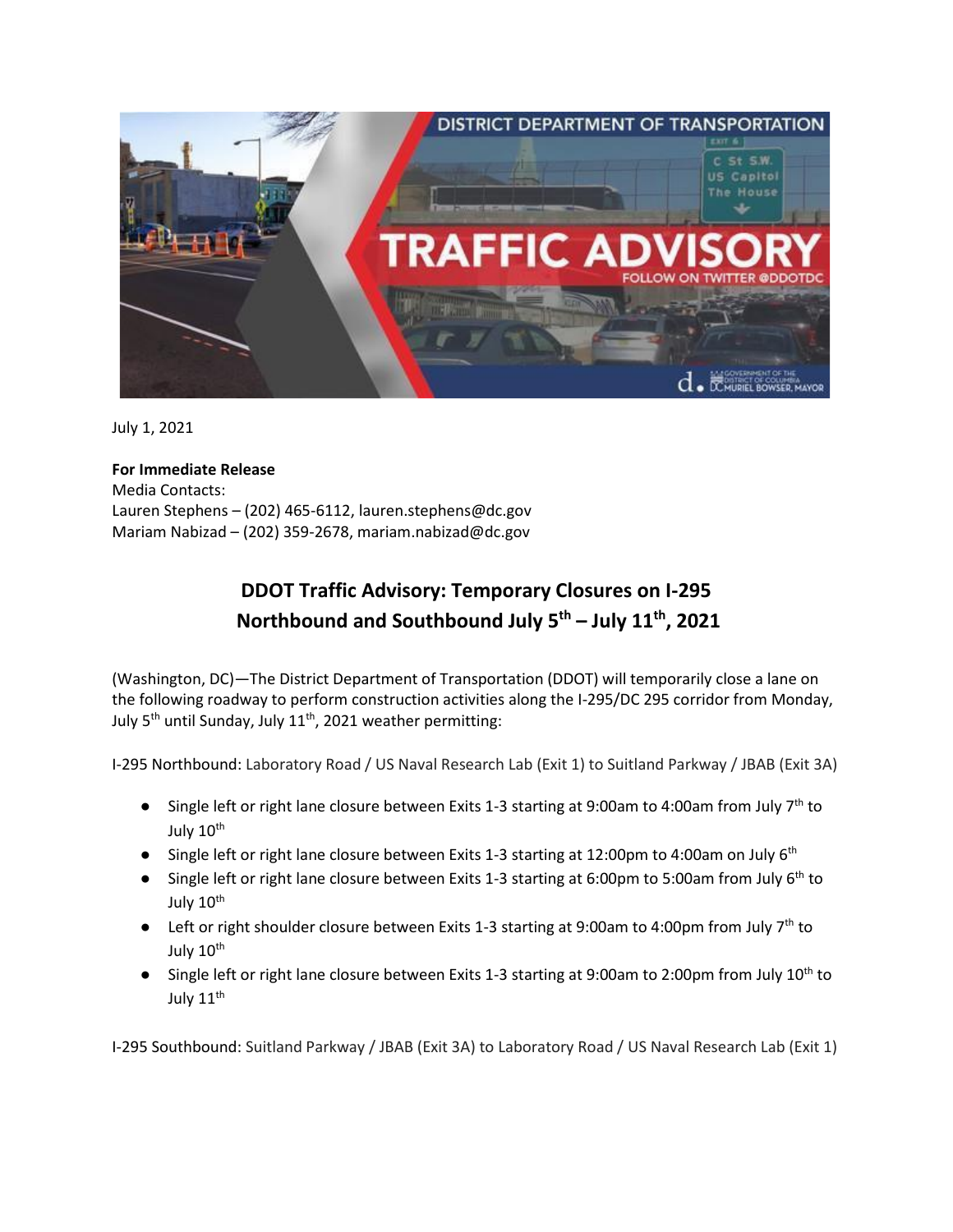July 1, 2021

**For Immediate Release**
Media Contacts:
Lauren Stephens – (202) 465-6112, lauren.stephens@dc.gov
Mariam Nabizad – (202) 359-2678, mariam.nabizad@dc.gov

## DDOT Traffic Advisory: Temporary Closures on I-295 Northbound and Southbound July 5th – July 11th, 2021

(Washington, DC)—The District Department of Transportation (DDOT) will temporarily close a lane on the following roadway to perform construction activities along the I-295/DC 295 corridor from Monday, July 5th until Sunday, July 11th, 2021 weather permitting:

I-295 Northbound: Laboratory Road / US Naval Research Lab (Exit 1) to Suitland Parkway / JBAB (Exit 3A)

- Single left or right lane closure between Exits 1-3 starting at 9:00am to 4:00am from July 7th to July 10th
- Single left or right lane closure between Exits 1-3 starting at 12:00pm to 4:00am on July 6th
- Single left or right lane closure between Exits 1-3 starting at 6:00pm to 5:00am from July 6th to July 10th
- Left or right shoulder closure between Exits 1-3 starting at 9:00am to 4:00pm from July 7th to July 10th
- Single left or right lane closure between Exits 1-3 starting at 9:00am to 2:00pm from July 10th to July 11th

I-295 Southbound: Suitland Parkway / JBAB (Exit 3A) to Laboratory Road / US Naval Research Lab (Exit 1)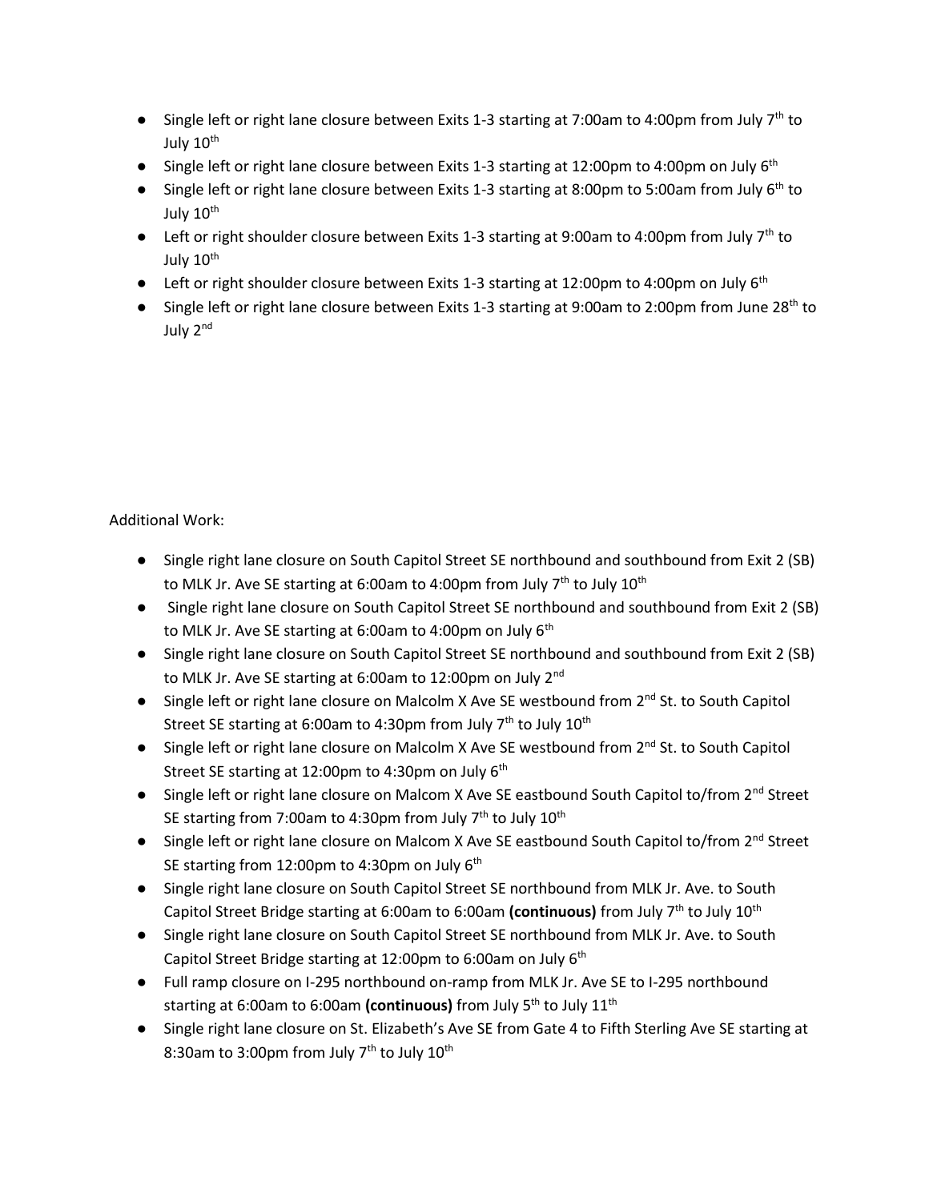- Single left or right lane closure between Exits 1-3 starting at 7:00am to 4:00pm from July 7th to July 10th
- Single left or right lane closure between Exits 1-3 starting at 12:00pm to 4:00pm on July 6th
- Single left or right lane closure between Exits 1-3 starting at 8:00pm to 5:00am from July 6th to July 10th
- Left or right shoulder closure between Exits 1-3 starting at 9:00am to 4:00pm from July 7th to July 10th
- Left or right shoulder closure between Exits 1-3 starting at 12:00pm to 4:00pm on July 6th
- Single left or right lane closure between Exits 1-3 starting at 9:00am to 2:00pm from June 28th to July 2nd

Additional Work:

- Single right lane closure on South Capitol Street SE northbound and southbound from Exit 2 (SB) to MLK Jr. Ave SE starting at 6:00am to 4:00pm from July 7th to July 10th
- Single right lane closure on South Capitol Street SE northbound and southbound from Exit 2 (SB) to MLK Jr. Ave SE starting at 6:00am to 4:00pm on July 6th
- Single right lane closure on South Capitol Street SE northbound and southbound from Exit 2 (SB) to MLK Jr. Ave SE starting at 6:00am to 12:00pm on July 2nd
- Single left or right lane closure on Malcolm X Ave SE westbound from 2nd St. to South Capitol Street SE starting at 6:00am to 4:30pm from July 7th to July 10th
- Single left or right lane closure on Malcolm X Ave SE westbound from 2nd St. to South Capitol Street SE starting at 12:00pm to 4:30pm on July 6th
- Single left or right lane closure on Malcom X Ave SE eastbound South Capitol to/from 2nd Street SE starting from 7:00am to 4:30pm from July 7th to July 10th
- Single left or right lane closure on Malcom X Ave SE eastbound South Capitol to/from 2nd Street SE starting from 12:00pm to 4:30pm on July 6th
- Single right lane closure on South Capitol Street SE northbound from MLK Jr. Ave. to South Capitol Street Bridge starting at 6:00am to 6:00am **(continuous)** from July 7th to July 10th
- Single right lane closure on South Capitol Street SE northbound from MLK Jr. Ave. to South Capitol Street Bridge starting at 12:00pm to 6:00am on July 6th
- Full ramp closure on I-295 northbound on-ramp from MLK Jr. Ave SE to I-295 northbound starting at 6:00am to 6:00am **(continuous)** from July 5th to July 11th
- Single right lane closure on St. Elizabeth's Ave SE from Gate 4 to Fifth Sterling Ave SE starting at 8:30am to 3:00pm from July 7th to July 10th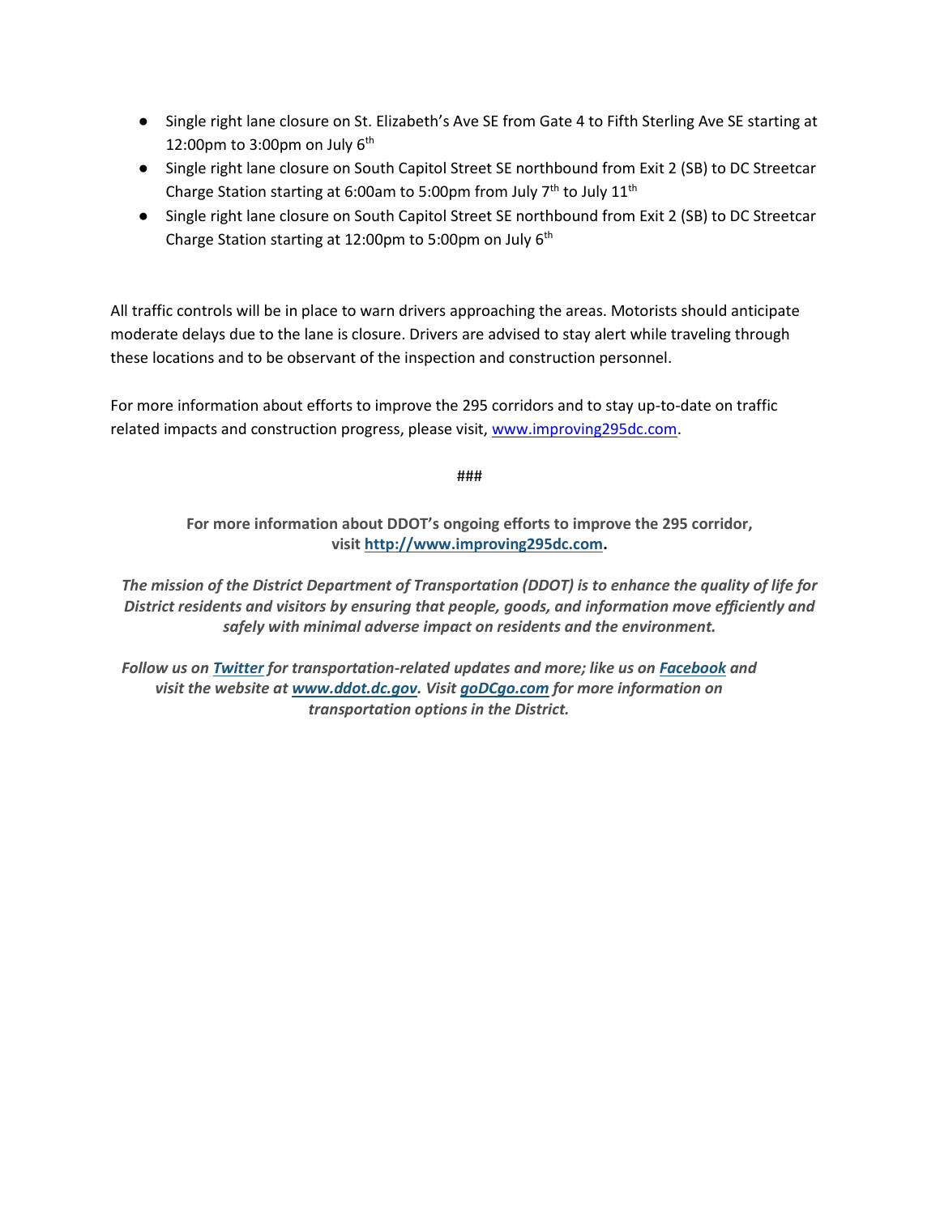- Single right lane closure on St. Elizabeth's Ave SE from Gate 4 to Fifth Sterling Ave SE starting at 12:00pm to 3:00pm on July 6th
- Single right lane closure on South Capitol Street SE northbound from Exit 2 (SB) to DC Streetcar Charge Station starting at 6:00am to 5:00pm from July 7th to July 11th
- Single right lane closure on South Capitol Street SE northbound from Exit 2 (SB) to DC Streetcar Charge Station starting at 12:00pm to 5:00pm on July 6th

All traffic controls will be in place to warn drivers approaching the areas. Motorists should anticipate moderate delays due to the lane is closure. Drivers are advised to stay alert while traveling through these locations and to be observant of the inspection and construction personnel.

For more information about efforts to improve the 295 corridors and to stay up-to-date on traffic related impacts and construction progress, please visit, www.improving295dc.com.

###

**For more information about DDOT's ongoing efforts to improve the 295 corridor, visit http://www.improving295dc.com.**

***The mission of the District Department of Transportation (DDOT) is to enhance the quality of life for District residents and visitors by ensuring that people, goods, and information move efficiently and safely with minimal adverse impact on residents and the environment.***

***Follow us on Twitter for transportation-related updates and more; like us on Facebook and visit the website at www.ddot.dc.gov. Visit goDCgo.com for more information on transportation options in the District.***